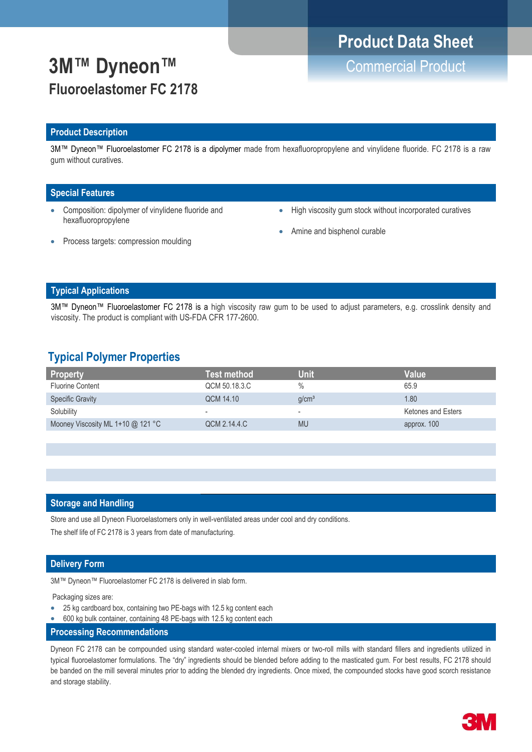# 3M™ Dyneon™

## Fluoroelastomer FC 2178

**Product Data Sheet**

Commercial Product

## Product Description

3M™ Dyneon™ Fluoroelastomer FC 2178 is a dipolymer made from hexafluoropropylene and vinylidene fluoride. FC 2178 is a raw gum without curatives.

## Special Features

- Composition: dipolymer of vinylidene fluoride and hexafluoropropylene
- Process targets: compression moulding
- High viscosity gum stock without incorporated curatives
- Amine and bisphenol curable

## Typical Applications

3M™ Dyneon™ Fluoroelastomer FC 2178 is a high viscosity raw gum to be used to adjust parameters, e.g. crosslink density and viscosity. The product is compliant with US-FDA CFR 177-2600.

## Typical Polymer Properties

| Property | Test method | Unit | Value |
|---|---|---|---|
| Fluorine Content | QCM 50.18.3.C | % | 65.9 |
| Specific Gravity | QCM 14.10 | g/cm³ | 1.80 |
| Solubility | - | - | Ketones and Esters |
| Mooney Viscosity ML 1+10 @ 121 °C | QCM 2.14.4.C | MU | approx. 100 |

## Storage and Handling

Store and use all Dyneon Fluoroelastomers only in well-ventilated areas under cool and dry conditions.

The shelf life of FC 2178 is 3 years from date of manufacturing.

## Delivery Form

3M™ Dyneon™ Fluoroelastomer FC 2178 is delivered in slab form.

Packaging sizes are:

- 25 kg cardboard box, containing two PE-bags with 12.5 kg content each
- 600 kg bulk container, containing 48 PE-bags with 12.5 kg content each

## Processing Recommendations

Dyneon FC 2178 can be compounded using standard water-cooled internal mixers or two-roll mills with standard fillers and ingredients utilized in typical fluoroelastomer formulations. The "dry" ingredients should be blended before adding to the masticated gum. For best results, FC 2178 should be banded on the mill several minutes prior to adding the blended dry ingredients. Once mixed, the compounded stocks have good scorch resistance and storage stability.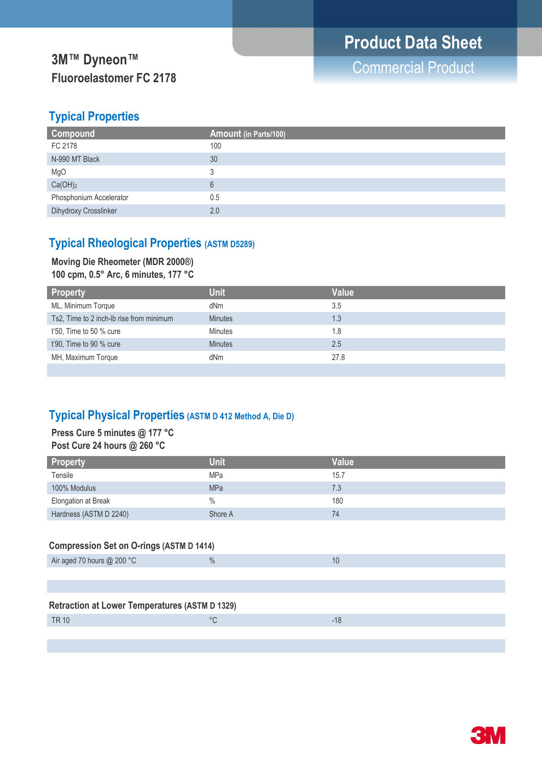# 3M™ Dyneon™ Fluoroelastomer FC 2178

**Product Data Sheet**
Commercial Product

## Typical Properties

| Compound | Amount (in Parts/100) |
|---|---|
| FC 2178 | 100 |
| N-990 MT Black | 30 |
| MgO | 3 |
| $Ca(OH)_2$ | 6 |
| Phosphonium Accelerator | 0.5 |
| Dihydroxy Crosslinker | 2.0 |

## Typical Rheological Properties (ASTM D5289)

**Moving Die Rheometer (MDR 2000®)**
**100 cpm, 0.5° Arc, 6 minutes, 177 °C**

| Property | Unit | Value |
|---|---|---|
| ML, Minimum Torque | dNm | 3.5 |
| Ts2, Time to 2 inch-lb rise from minimum | Minutes | 1.3 |
| t'50, Time to 50 % cure | Minutes | 1.8 |
| t'90, Time to 90 % cure | Minutes | 2.5 |
| MH, Maximum Torque | dNm | 27.8 |

## Typical Physical Properties (ASTM D 412 Method A, Die D)

**Press Cure 5 minutes @ 177 °C**
**Post Cure 24 hours @ 260 °C**

| Property | Unit | Value |
|---|---|---|
| Tensile | MPa | 15.7 |
| 100% Modulus | MPa | 7.3 |
| Elongation at Break | % | 180 |
| Hardness (ASTM D 2240) | Shore A | 74 |

### Compression Set on O-rings (ASTM D 1414)

| | | |
|---|---|---|
| Air aged 70 hours @ 200 °C | % | 10 |

### Retraction at Lower Temperatures (ASTM D 1329)

| | | |
|---|---|---|
| TR 10 | °C | -18 |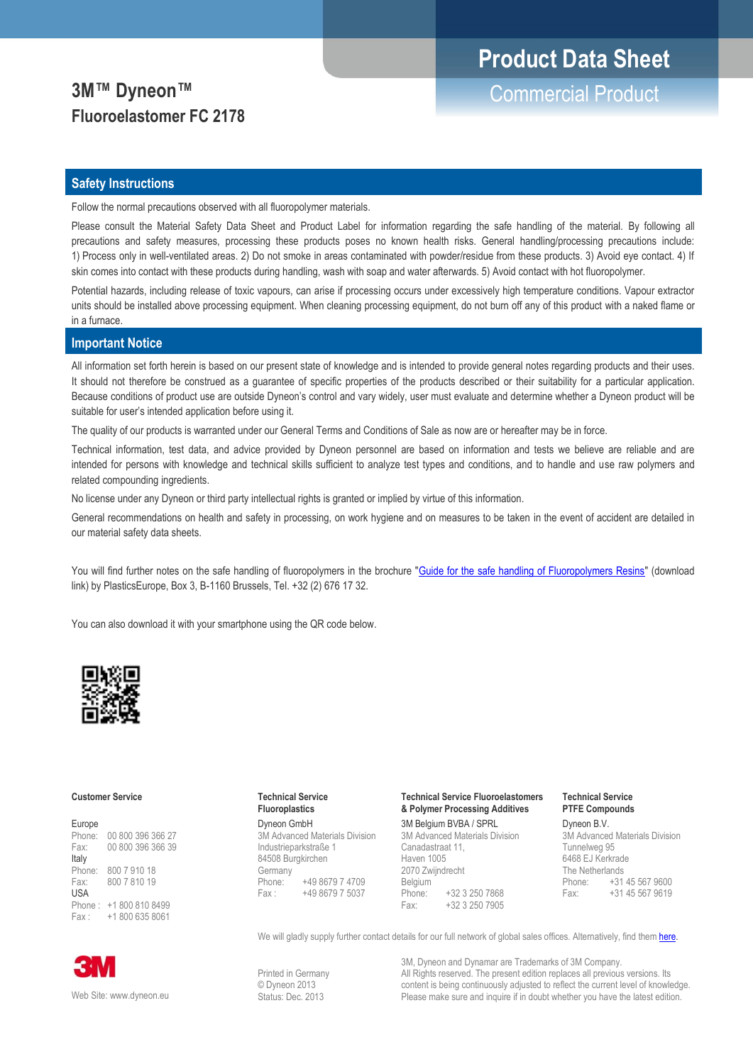# Product Data Sheet

Commercial Product

## 3M™ Dyneon™ Fluoroelastomer FC 2178

## Safety Instructions

Follow the normal precautions observed with all fluoropolymer materials.

Please consult the Material Safety Data Sheet and Product Label for information regarding the safe handling of the material. By following all precautions and safety measures, processing these products poses no known health risks. General handling/processing precautions include: 1) Process only in well-ventilated areas. 2) Do not smoke in areas contaminated with powder/residue from these products. 3) Avoid eye contact. 4) If skin comes into contact with these products during handling, wash with soap and water afterwards. 5) Avoid contact with hot fluoropolymer.

Potential hazards, including release of toxic vapours, can arise if processing occurs under excessively high temperature conditions. Vapour extractor units should be installed above processing equipment. When cleaning processing equipment, do not burn off any of this product with a naked flame or in a furnace.

## Important Notice

All information set forth herein is based on our present state of knowledge and is intended to provide general notes regarding products and their uses. It should not therefore be construed as a guarantee of specific properties of the products described or their suitability for a particular application. Because conditions of product use are outside Dyneon's control and vary widely, user must evaluate and determine whether a Dyneon product will be suitable for user's intended application before using it.

The quality of our products is warranted under our General Terms and Conditions of Sale as now are or hereafter may be in force.

Technical information, test data, and advice provided by Dyneon personnel are based on information and tests we believe are reliable and are intended for persons with knowledge and technical skills sufficient to analyze test types and conditions, and to handle and use raw polymers and related compounding ingredients.

No license under any Dyneon or third party intellectual rights is granted or implied by virtue of this information.

General recommendations on health and safety in processing, on work hygiene and on measures to be taken in the event of accident are detailed in our material safety data sheets.

You will find further notes on the safe handling of fluoropolymers in the brochure "Guide for the safe handling of Fluoropolymers Resins" (download link) by PlasticsEurope, Box 3, B-1160 Brussels, Tel. +32 (2) 676 17 32.

You can also download it with your smartphone using the QR code below.

**Customer Service**

Europe
Phone: 00 800 396 366 27
Fax: 00 800 396 366 39
Italy
Phone: 800 7 910 18
Fax: 800 7 810 19
USA
Phone : +1 800 810 8499
Fax : +1 800 635 8061

**Technical Service Fluoroplastics**

Dyneon GmbH
3M Advanced Materials Division
Industrieparkstraße 1
84508 Burgkirchen
Germany
Phone: +49 8679 7 4709
Fax : +49 8679 7 5037

**Technical Service Fluoroelastomers & Polymer Processing Additives**

3M Belgium BVBA / SPRL
3M Advanced Materials Division
Canadastraat 11,
Haven 1005
2070 Zwijndrecht
Belgium
Phone: +32 3 250 7868
Fax: +32 3 250 7905

**Technical Service PTFE Compounds**

Dyneon B.V.
3M Advanced Materials Division
Tunnelweg 95
6468 EJ Kerkrade
The Netherlands
Phone: +31 45 567 9600
Fax: +31 45 567 9619

We will gladly supply further contact details for our full network of global sales offices. Alternatively, find them here.

Web Site: www.dyneon.eu

Printed in Germany
© Dyneon 2013
Status: Dec. 2013

3M, Dyneon and Dynamar are Trademarks of 3M Company.
All Rights reserved. The present edition replaces all previous versions. Its content is being continuously adjusted to reflect the current level of knowledge. Please make sure and inquire if in doubt whether you have the latest edition.